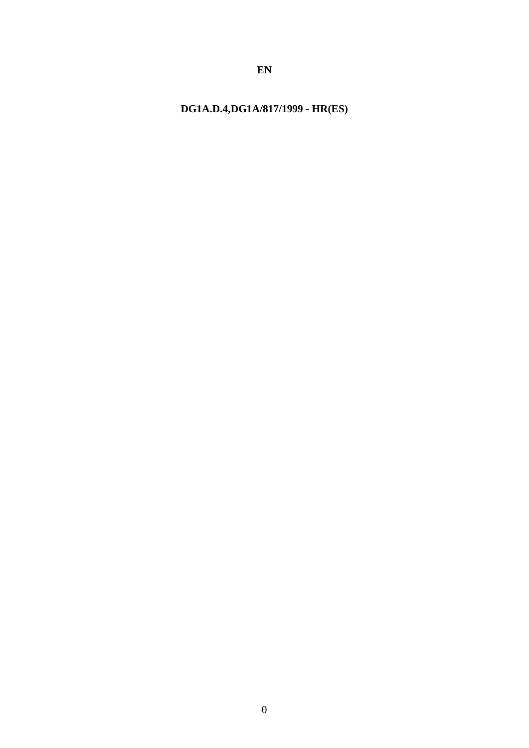**EN**

**DG1A.D.4,DG1A/817/1999 - HR(ES)**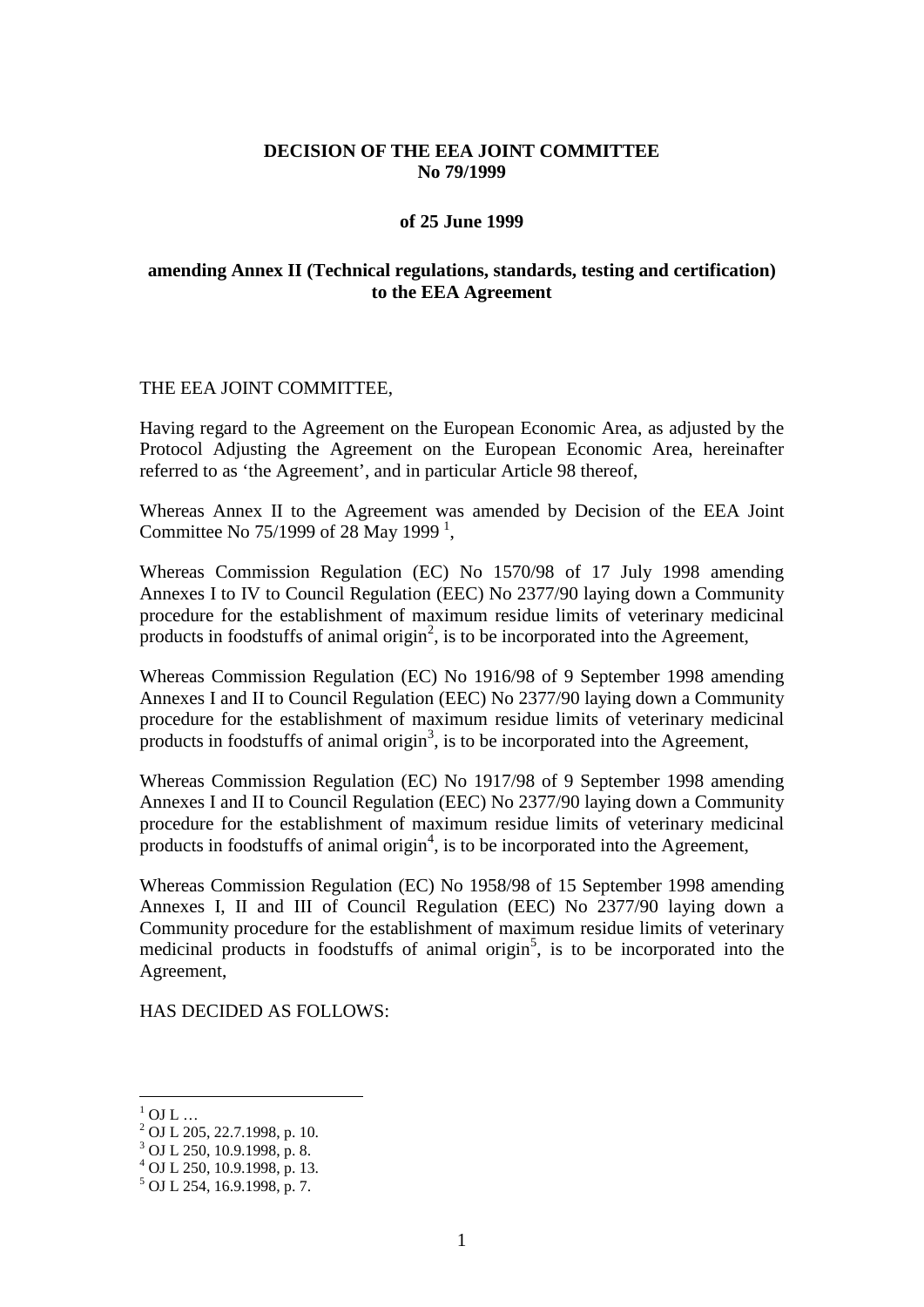**DECISION OF THE EEA JOINT COMMITTEE**
**No 79/1999**

**of 25 June 1999**

**amending Annex II (Technical regulations, standards, testing and certification) to the EEA Agreement**

THE EEA JOINT COMMITTEE,

Having regard to the Agreement on the European Economic Area, as adjusted by the Protocol Adjusting the Agreement on the European Economic Area, hereinafter referred to as 'the Agreement', and in particular Article 98 thereof,

Whereas Annex II to the Agreement was amended by Decision of the EEA Joint Committee No 75/1999 of 28 May 1999 [1],

Whereas Commission Regulation (EC) No 1570/98 of 17 July 1998 amending Annexes I to IV to Council Regulation (EEC) No 2377/90 laying down a Community procedure for the establishment of maximum residue limits of veterinary medicinal products in foodstuffs of animal origin[2], is to be incorporated into the Agreement,

Whereas Commission Regulation (EC) No 1916/98 of 9 September 1998 amending Annexes I and II to Council Regulation (EEC) No 2377/90 laying down a Community procedure for the establishment of maximum residue limits of veterinary medicinal products in foodstuffs of animal origin[3], is to be incorporated into the Agreement,

Whereas Commission Regulation (EC) No 1917/98 of 9 September 1998 amending Annexes I and II to Council Regulation (EEC) No 2377/90 laying down a Community procedure for the establishment of maximum residue limits of veterinary medicinal products in foodstuffs of animal origin[4], is to be incorporated into the Agreement,

Whereas Commission Regulation (EC) No 1958/98 of 15 September 1998 amending Annexes I, II and III of Council Regulation (EEC) No 2377/90 laying down a Community procedure for the establishment of maximum residue limits of veterinary medicinal products in foodstuffs of animal origin[5], is to be incorporated into the Agreement,

HAS DECIDED AS FOLLOWS:

---

[1] OJ L …
[2] OJ L 205, 22.7.1998, p. 10.
[3] OJ L 250, 10.9.1998, p. 8.
[4] OJ L 250, 10.9.1998, p. 13.
[5] OJ L 254, 16.9.1998, p. 7.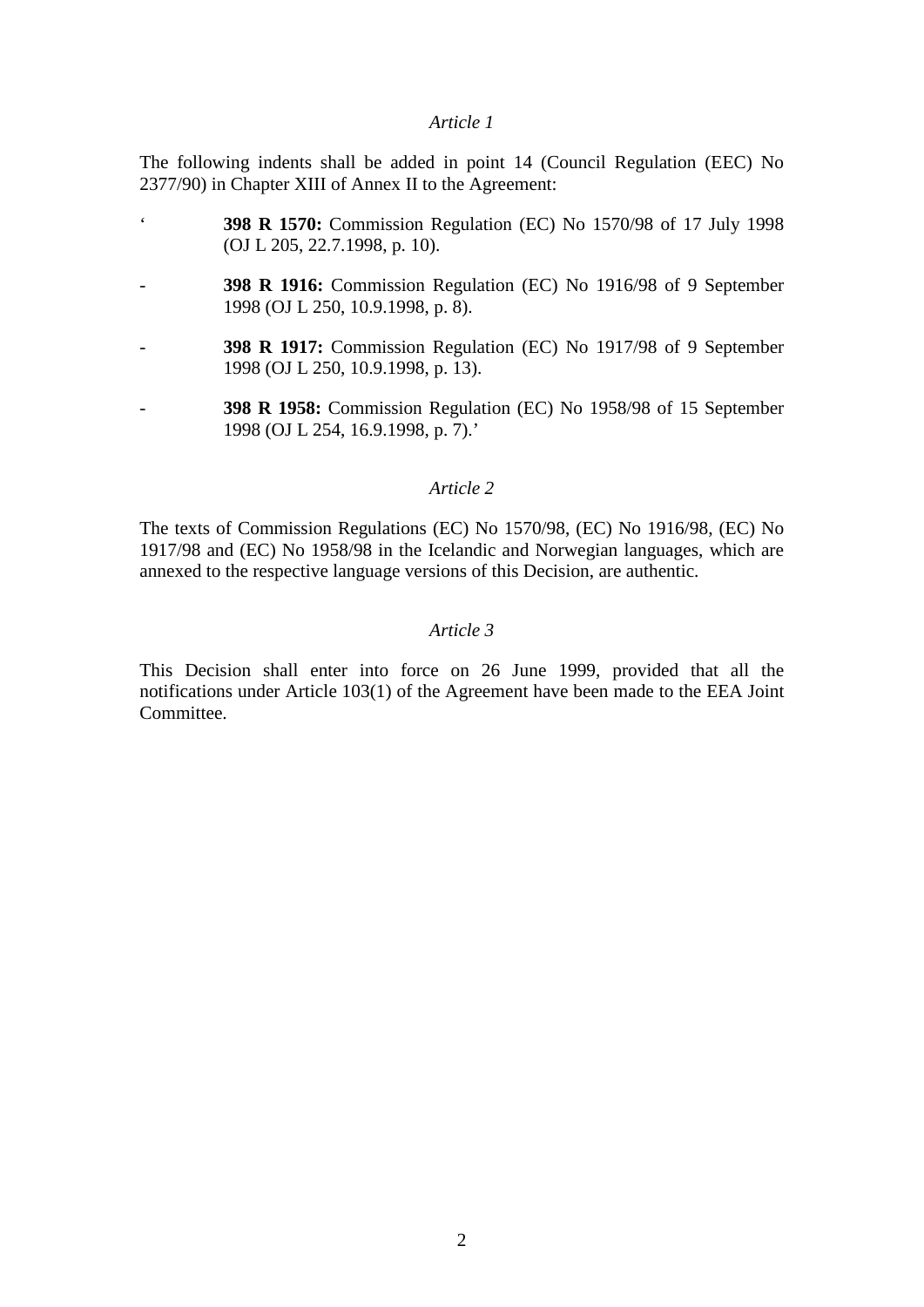*Article 1*

The following indents shall be added in point 14 (Council Regulation (EEC) No 2377/90) in Chapter XIII of Annex II to the Agreement:

‘ **398 R 1570:** Commission Regulation (EC) No 1570/98 of 17 July 1998 (OJ L 205, 22.7.1998, p. 10).

- **398 R 1916:** Commission Regulation (EC) No 1916/98 of 9 September 1998 (OJ L 250, 10.9.1998, p. 8).

- **398 R 1917:** Commission Regulation (EC) No 1917/98 of 9 September 1998 (OJ L 250, 10.9.1998, p. 13).

- **398 R 1958:** Commission Regulation (EC) No 1958/98 of 15 September 1998 (OJ L 254, 16.9.1998, p. 7).’

*Article 2*

The texts of Commission Regulations (EC) No 1570/98, (EC) No 1916/98, (EC) No 1917/98 and (EC) No 1958/98 in the Icelandic and Norwegian languages, which are annexed to the respective language versions of this Decision, are authentic.

*Article 3*

This Decision shall enter into force on 26 June 1999, provided that all the notifications under Article 103(1) of the Agreement have been made to the EEA Joint Committee.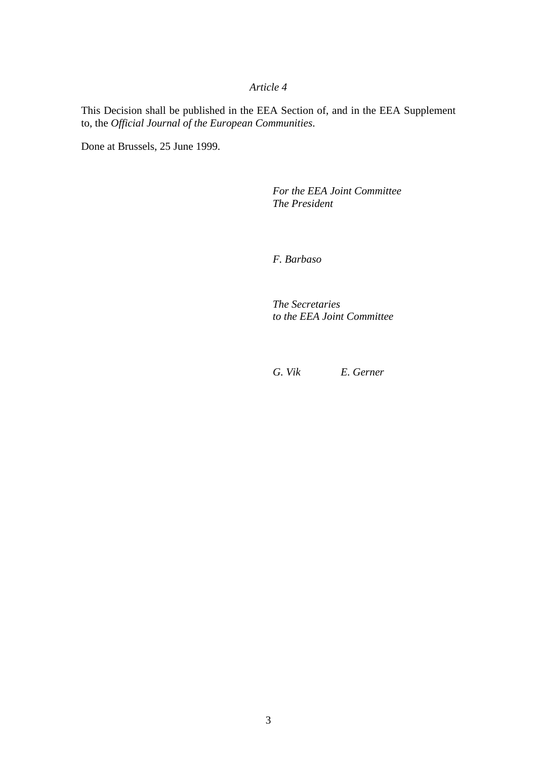*Article 4*

This Decision shall be published in the EEA Section of, and in the EEA Supplement to, the *Official Journal of the European Communities*.

Done at Brussels, 25 June 1999.

*For the EEA Joint Committee*
*The President*

*F. Barbaso*

*The Secretaries*
*to the EEA Joint Committee*

*G. Vik* *E. Gerner*